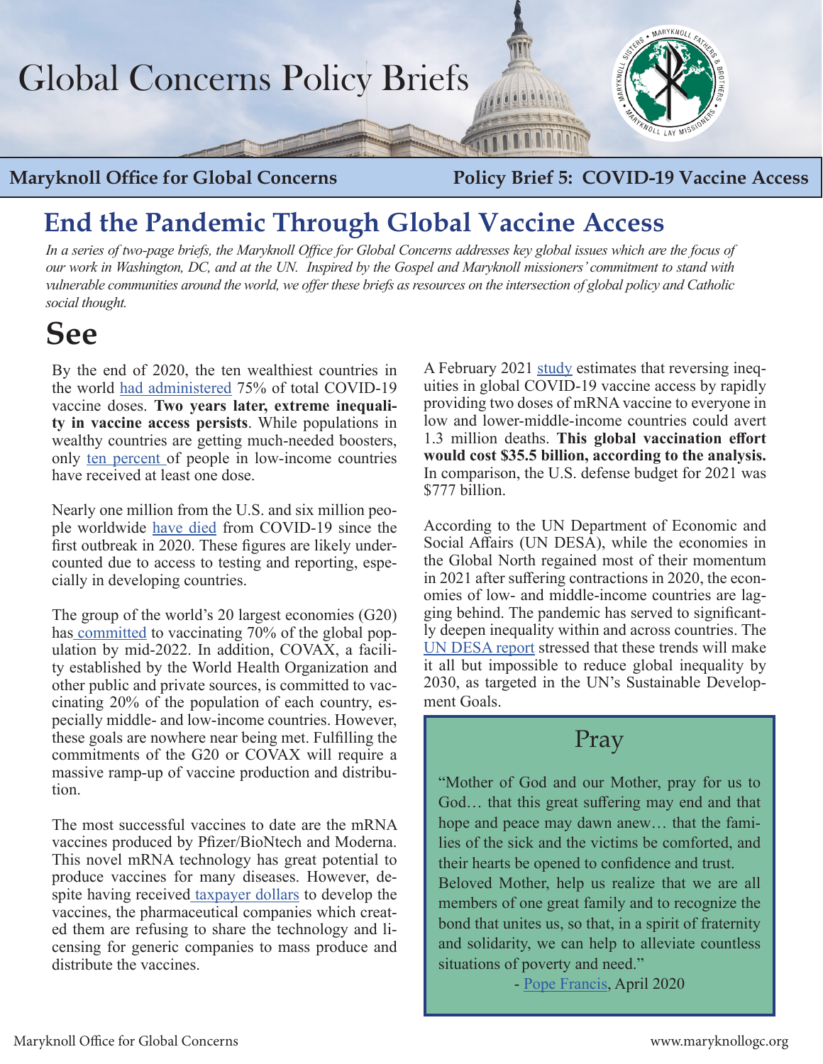# Global Concerns Policy Briefs

**Maryknoll Office for Global Concerns** | **Policy Brief 5: COVID-19 Vaccine Access**

## End the Pandemic Through Global Vaccine Access

*In a series of two-page briefs, the Maryknoll Office for Global Concerns addresses key global issues which are the focus of our work in Washington, DC, and at the UN. Inspired by the Gospel and Maryknoll missioners' commitment to stand with vulnerable communities around the world, we offer these briefs as resources on the intersection of global policy and Catholic social thought.*

# See

By the end of 2020, the ten wealthiest countries in the world had administered 75% of total COVID-19 vaccine doses. **Two years later, extreme inequality in vaccine access persists**. While populations in wealthy countries are getting much-needed boosters, only ten percent of people in low-income countries have received at least one dose.

Nearly one million from the U.S. and six million people worldwide have died from COVID-19 since the first outbreak in 2020. These figures are likely undercounted due to access to testing and reporting, especially in developing countries.

The group of the world's 20 largest economies (G20) has committed to vaccinating 70% of the global population by mid-2022. In addition, COVAX, a facility established by the World Health Organization and other public and private sources, is committed to vaccinating 20% of the population of each country, especially middle- and low-income countries. However, these goals are nowhere near being met. Fulfilling the commitments of the G20 or COVAX will require a massive ramp-up of vaccine production and distribution.

The most successful vaccines to date are the mRNA vaccines produced by Pfizer/BioNtech and Moderna. This novel mRNA technology has great potential to produce vaccines for many diseases. However, despite having received taxpayer dollars to develop the vaccines, the pharmaceutical companies which created them are refusing to share the technology and licensing for generic companies to mass produce and distribute the vaccines.

A February 2021 study estimates that reversing inequities in global COVID-19 vaccine access by rapidly providing two doses of mRNA vaccine to everyone in low and lower-middle-income countries could avert 1.3 million deaths. **This global vaccination effort would cost $35.5 billion, according to the analysis.** In comparison, the U.S. defense budget for 2021 was $777 billion.

According to the UN Department of Economic and Social Affairs (UN DESA), while the economies in the Global North regained most of their momentum in 2021 after suffering contractions in 2020, the economies of low- and middle-income countries are lagging behind. The pandemic has served to significantly deepen inequality within and across countries. The UN DESA report stressed that these trends will make it all but impossible to reduce global inequality by 2030, as targeted in the UN's Sustainable Development Goals.

## Pray

"Mother of God and our Mother, pray for us to God… that this great suffering may end and that hope and peace may dawn anew… that the families of the sick and the victims be comforted, and their hearts be opened to confidence and trust.
Beloved Mother, help us realize that we are all members of one great family and to recognize the bond that unites us, so that, in a spirit of fraternity and solidarity, we can help to alleviate countless situations of poverty and need."

- Pope Francis, April 2020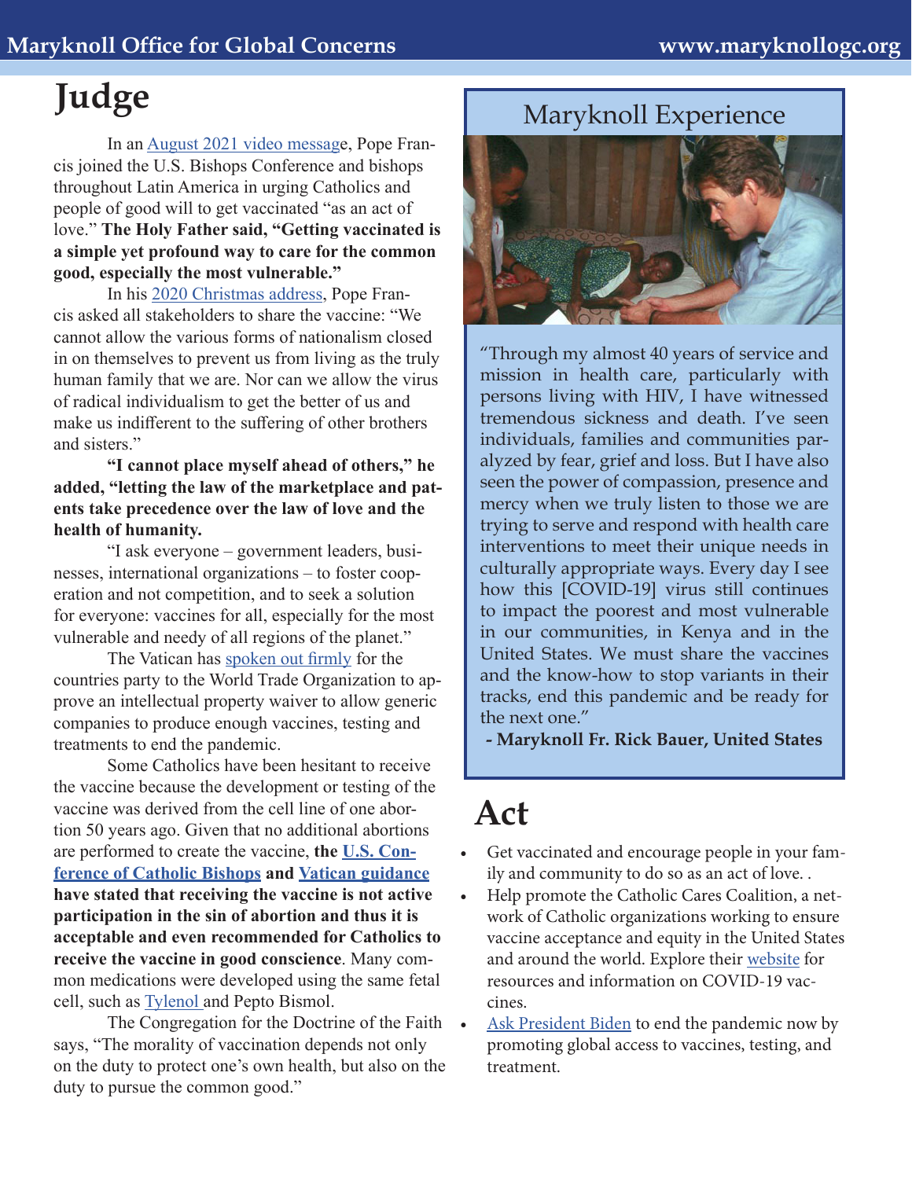# Judge

In an August 2021 video message, Pope Francis joined the U.S. Bishops Conference and bishops throughout Latin America in urging Catholics and people of good will to get vaccinated "as an act of love." **The Holy Father said, "Getting vaccinated is a simple yet profound way to care for the common good, especially the most vulnerable."**

In his 2020 Christmas address, Pope Francis asked all stakeholders to share the vaccine: "We cannot allow the various forms of nationalism closed in on themselves to prevent us from living as the truly human family that we are. Nor can we allow the virus of radical individualism to get the better of us and make us indifferent to the suffering of other brothers and sisters."

**"I cannot place myself ahead of others," he added, "letting the law of the marketplace and patents take precedence over the law of love and the health of humanity.**

"I ask everyone – government leaders, businesses, international organizations – to foster cooperation and not competition, and to seek a solution for everyone: vaccines for all, especially for the most vulnerable and needy of all regions of the planet."

The Vatican has spoken out firmly for the countries party to the World Trade Organization to approve an intellectual property waiver to allow generic companies to produce enough vaccines, testing and treatments to end the pandemic.

Some Catholics have been hesitant to receive the vaccine because the development or testing of the vaccine was derived from the cell line of one abortion 50 years ago. Given that no additional abortions are performed to create the vaccine, **the U.S. Conference of Catholic Bishops and Vatican guidance have stated that receiving the vaccine is not active participation in the sin of abortion and thus it is acceptable and even recommended for Catholics to receive the vaccine in good conscience**. Many common medications were developed using the same fetal cell, such as Tylenol and Pepto Bismol.

The Congregation for the Doctrine of the Faith says, "The morality of vaccination depends not only on the duty to protect one's own health, but also on the duty to pursue the common good."

## Maryknoll Experience

"Through my almost 40 years of service and mission in health care, particularly with persons living with HIV, I have witnessed tremendous sickness and death. I've seen individuals, families and communities paralyzed by fear, grief and loss. But I have also seen the power of compassion, presence and mercy when we truly listen to those we are trying to serve and respond with health care interventions to meet their unique needs in culturally appropriate ways. Every day I see how this [COVID-19] virus still continues to impact the poorest and most vulnerable in our communities, in Kenya and in the United States. We must share the vaccines and the know-how to stop variants in their tracks, end this pandemic and be ready for the next one."

**- Maryknoll Fr. Rick Bauer, United States**

# Act

- Get vaccinated and encourage people in your family and community to do so as an act of love. .
- Help promote the Catholic Cares Coalition, a network of Catholic organizations working to ensure vaccine acceptance and equity in the United States and around the world. Explore their website for resources and information on COVID-19 vaccines.
- Ask President Biden to end the pandemic now by promoting global access to vaccines, testing, and treatment.